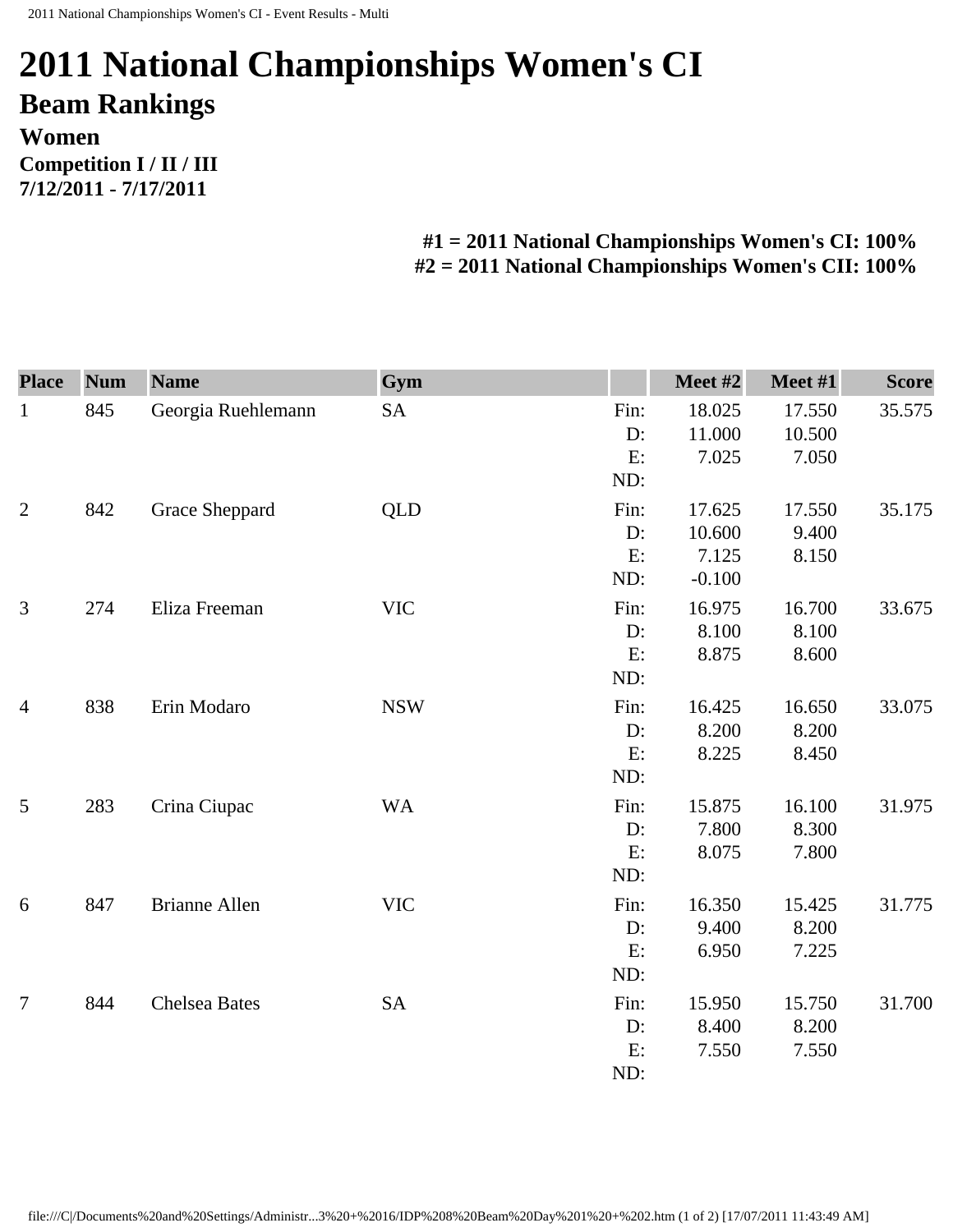# 2011 National Championships Women's CI

## Beam Rankings

### Women

**Competition I / II / III**
**7/12/2011 - 7/17/2011**

**#1 = 2011 National Championships Women's CI: 100%**
**#2 = 2011 National Championships Women's CII: 100%**

| Place | Num | Name | Gym | | Meet #2 | Meet #1 | Score |
|---|---|---|---|---|---|---|---|
| 1 | 845 | Georgia Ruehlemann | SA | Fin: | 18.025 | 17.550 | 35.575 |
| | | | | D: | 11.000 | 10.500 | |
| | | | | E: | 7.025 | 7.050 | |
| | | | | ND: | | | |
| 2 | 842 | Grace Sheppard | QLD | Fin: | 17.625 | 17.550 | 35.175 |
| | | | | D: | 10.600 | 9.400 | |
| | | | | E: | 7.125 | 8.150 | |
| | | | | ND: | -0.100 | | |
| 3 | 274 | Eliza Freeman | VIC | Fin: | 16.975 | 16.700 | 33.675 |
| | | | | D: | 8.100 | 8.100 | |
| | | | | E: | 8.875 | 8.600 | |
| | | | | ND: | | | |
| 4 | 838 | Erin Modaro | NSW | Fin: | 16.425 | 16.650 | 33.075 |
| | | | | D: | 8.200 | 8.200 | |
| | | | | E: | 8.225 | 8.450 | |
| | | | | ND: | | | |
| 5 | 283 | Crina Ciupac | WA | Fin: | 15.875 | 16.100 | 31.975 |
| | | | | D: | 7.800 | 8.300 | |
| | | | | E: | 8.075 | 7.800 | |
| | | | | ND: | | | |
| 6 | 847 | Brianne Allen | VIC | Fin: | 16.350 | 15.425 | 31.775 |
| | | | | D: | 9.400 | 8.200 | |
| | | | | E: | 6.950 | 7.225 | |
| | | | | ND: | | | |
| 7 | 844 | Chelsea Bates | SA | Fin: | 15.950 | 15.750 | 31.700 |
| | | | | D: | 8.400 | 8.200 | |
| | | | | E: | 7.550 | 7.550 | |
| | | | | ND: | | | |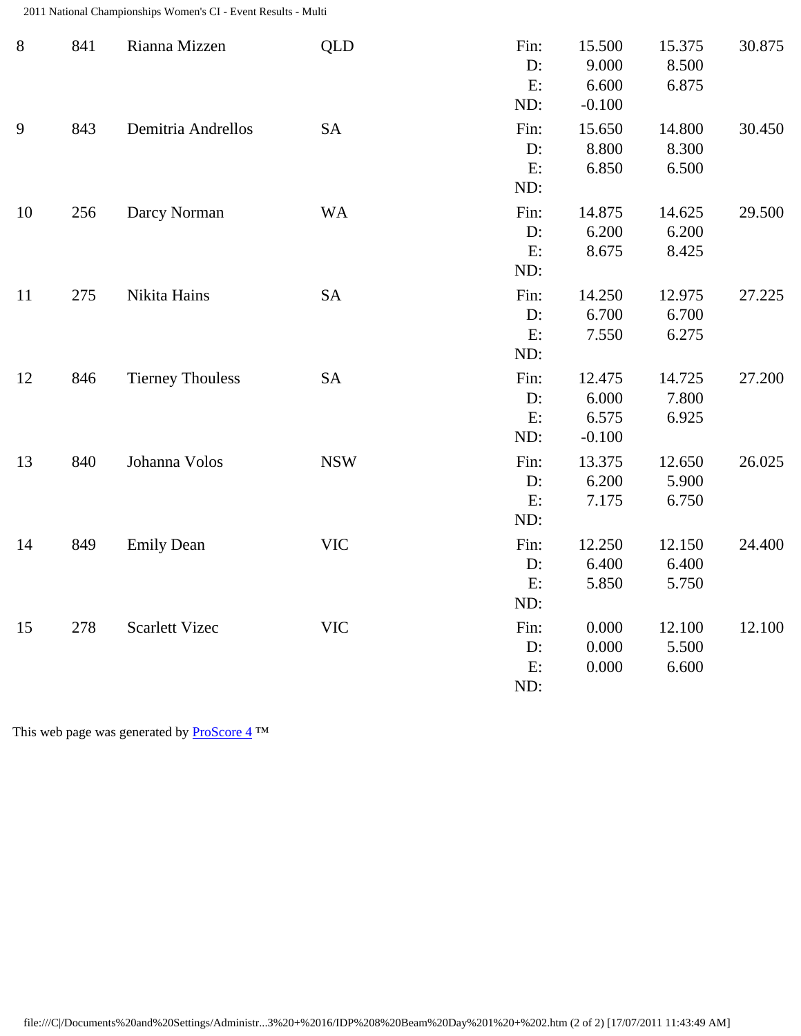| | | | | | | | |
|---|---|---|---|---|---|---|---|
| 8 | 841 | Rianna Mizzen | QLD | Fin: | 15.500 | 15.375 | 30.875 |
| | | | | D: | 9.000 | 8.500 | |
| | | | | E: | 6.600 | 6.875 | |
| | | | | ND: | -0.100 | | |
| 9 | 843 | Demitria Andrellos | SA | Fin: | 15.650 | 14.800 | 30.450 |
| | | | | D: | 8.800 | 8.300 | |
| | | | | E: | 6.850 | 6.500 | |
| | | | | ND: | | | |
| 10 | 256 | Darcy Norman | WA | Fin: | 14.875 | 14.625 | 29.500 |
| | | | | D: | 6.200 | 6.200 | |
| | | | | E: | 8.675 | 8.425 | |
| | | | | ND: | | | |
| 11 | 275 | Nikita Hains | SA | Fin: | 14.250 | 12.975 | 27.225 |
| | | | | D: | 6.700 | 6.700 | |
| | | | | E: | 7.550 | 6.275 | |
| | | | | ND: | | | |
| 12 | 846 | Tierney Thouless | SA | Fin: | 12.475 | 14.725 | 27.200 |
| | | | | D: | 6.000 | 7.800 | |
| | | | | E: | 6.575 | 6.925 | |
| | | | | ND: | -0.100 | | |
| 13 | 840 | Johanna Volos | NSW | Fin: | 13.375 | 12.650 | 26.025 |
| | | | | D: | 6.200 | 5.900 | |
| | | | | E: | 7.175 | 6.750 | |
| | | | | ND: | | | |
| 14 | 849 | Emily Dean | VIC | Fin: | 12.250 | 12.150 | 24.400 |
| | | | | D: | 6.400 | 6.400 | |
| | | | | E: | 5.850 | 5.750 | |
| | | | | ND: | | | |
| 15 | 278 | Scarlett Vizec | VIC | Fin: | 0.000 | 12.100 | 12.100 |
| | | | | D: | 0.000 | 5.500 | |
| | | | | E: | 0.000 | 6.600 | |
| | | | | ND: | | | |

This web page was generated by ProScore 4 ™